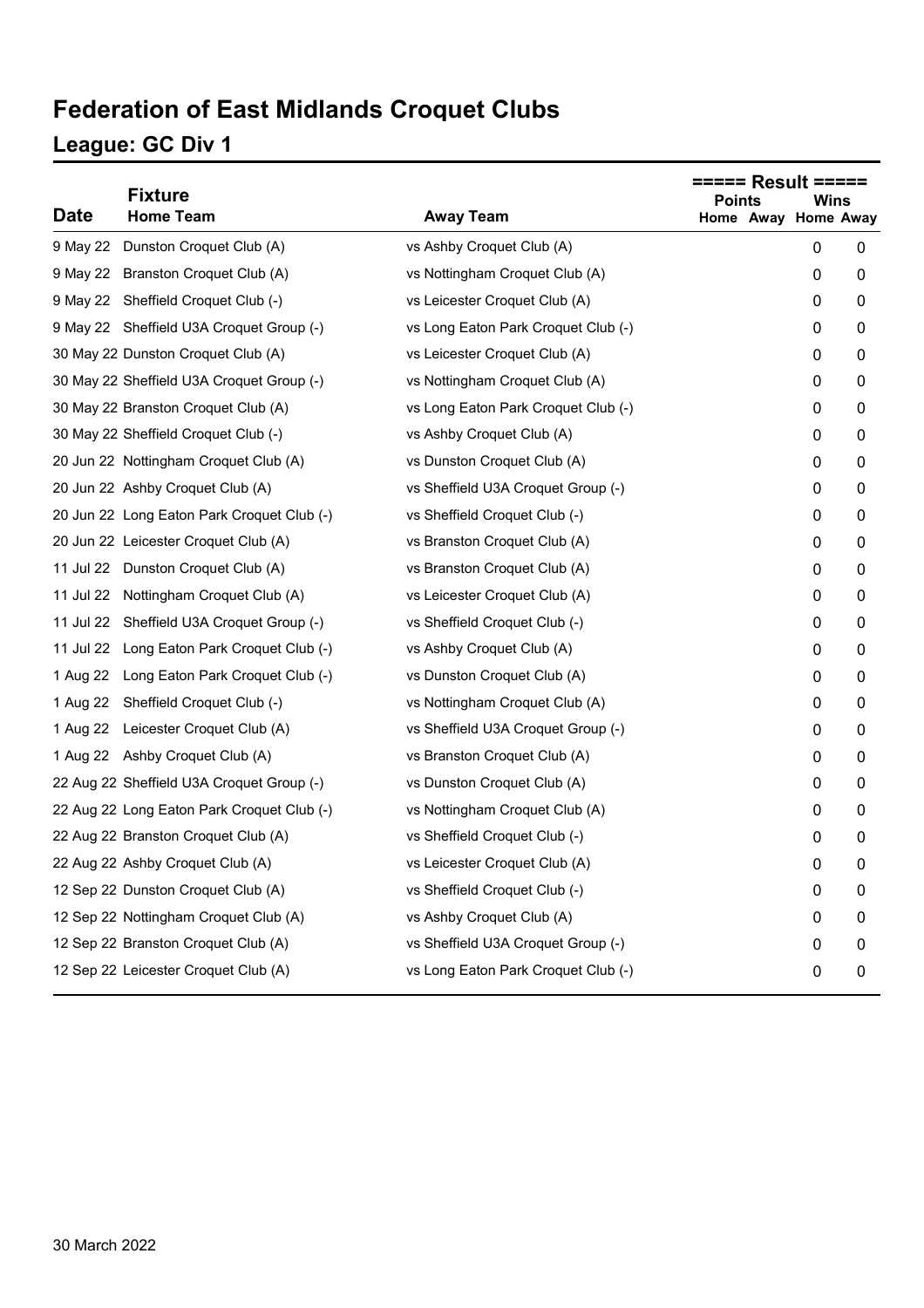# Federation of East Midlands Croquet Clubs

## League: GC Div 1

| Date | Fixture Home Team | Away Team | ===== Result ===== Points Home | Points Away | Wins Home | Wins Away |
|---|---|---|---|---|---|---|
| 9 May 22 | Dunston Croquet Club (A) | vs Ashby Croquet Club (A) | | | 0 | 0 |
| 9 May 22 | Branston Croquet Club (A) | vs Nottingham Croquet Club (A) | | | 0 | 0 |
| 9 May 22 | Sheffield Croquet Club (-) | vs Leicester Croquet Club (A) | | | 0 | 0 |
| 9 May 22 | Sheffield U3A Croquet Group (-) | vs Long Eaton Park Croquet Club (-) | | | 0 | 0 |
| 30 May 22 | Dunston Croquet Club (A) | vs Leicester Croquet Club (A) | | | 0 | 0 |
| 30 May 22 | Sheffield U3A Croquet Group (-) | vs Nottingham Croquet Club (A) | | | 0 | 0 |
| 30 May 22 | Branston Croquet Club (A) | vs Long Eaton Park Croquet Club (-) | | | 0 | 0 |
| 30 May 22 | Sheffield Croquet Club (-) | vs Ashby Croquet Club (A) | | | 0 | 0 |
| 20 Jun 22 | Nottingham Croquet Club (A) | vs Dunston Croquet Club (A) | | | 0 | 0 |
| 20 Jun 22 | Ashby Croquet Club (A) | vs Sheffield U3A Croquet Group (-) | | | 0 | 0 |
| 20 Jun 22 | Long Eaton Park Croquet Club (-) | vs Sheffield Croquet Club (-) | | | 0 | 0 |
| 20 Jun 22 | Leicester Croquet Club (A) | vs Branston Croquet Club (A) | | | 0 | 0 |
| 11 Jul 22 | Dunston Croquet Club (A) | vs Branston Croquet Club (A) | | | 0 | 0 |
| 11 Jul 22 | Nottingham Croquet Club (A) | vs Leicester Croquet Club (A) | | | 0 | 0 |
| 11 Jul 22 | Sheffield U3A Croquet Group (-) | vs Sheffield Croquet Club (-) | | | 0 | 0 |
| 11 Jul 22 | Long Eaton Park Croquet Club (-) | vs Ashby Croquet Club (A) | | | 0 | 0 |
| 1 Aug 22 | Long Eaton Park Croquet Club (-) | vs Dunston Croquet Club (A) | | | 0 | 0 |
| 1 Aug 22 | Sheffield Croquet Club (-) | vs Nottingham Croquet Club (A) | | | 0 | 0 |
| 1 Aug 22 | Leicester Croquet Club (A) | vs Sheffield U3A Croquet Group (-) | | | 0 | 0 |
| 1 Aug 22 | Ashby Croquet Club (A) | vs Branston Croquet Club (A) | | | 0 | 0 |
| 22 Aug 22 | Sheffield U3A Croquet Group (-) | vs Dunston Croquet Club (A) | | | 0 | 0 |
| 22 Aug 22 | Long Eaton Park Croquet Club (-) | vs Nottingham Croquet Club (A) | | | 0 | 0 |
| 22 Aug 22 | Branston Croquet Club (A) | vs Sheffield Croquet Club (-) | | | 0 | 0 |
| 22 Aug 22 | Ashby Croquet Club (A) | vs Leicester Croquet Club (A) | | | 0 | 0 |
| 12 Sep 22 | Dunston Croquet Club (A) | vs Sheffield Croquet Club (-) | | | 0 | 0 |
| 12 Sep 22 | Nottingham Croquet Club (A) | vs Ashby Croquet Club (A) | | | 0 | 0 |
| 12 Sep 22 | Branston Croquet Club (A) | vs Sheffield U3A Croquet Group (-) | | | 0 | 0 |
| 12 Sep 22 | Leicester Croquet Club (A) | vs Long Eaton Park Croquet Club (-) | | | 0 | 0 |

30 March 2022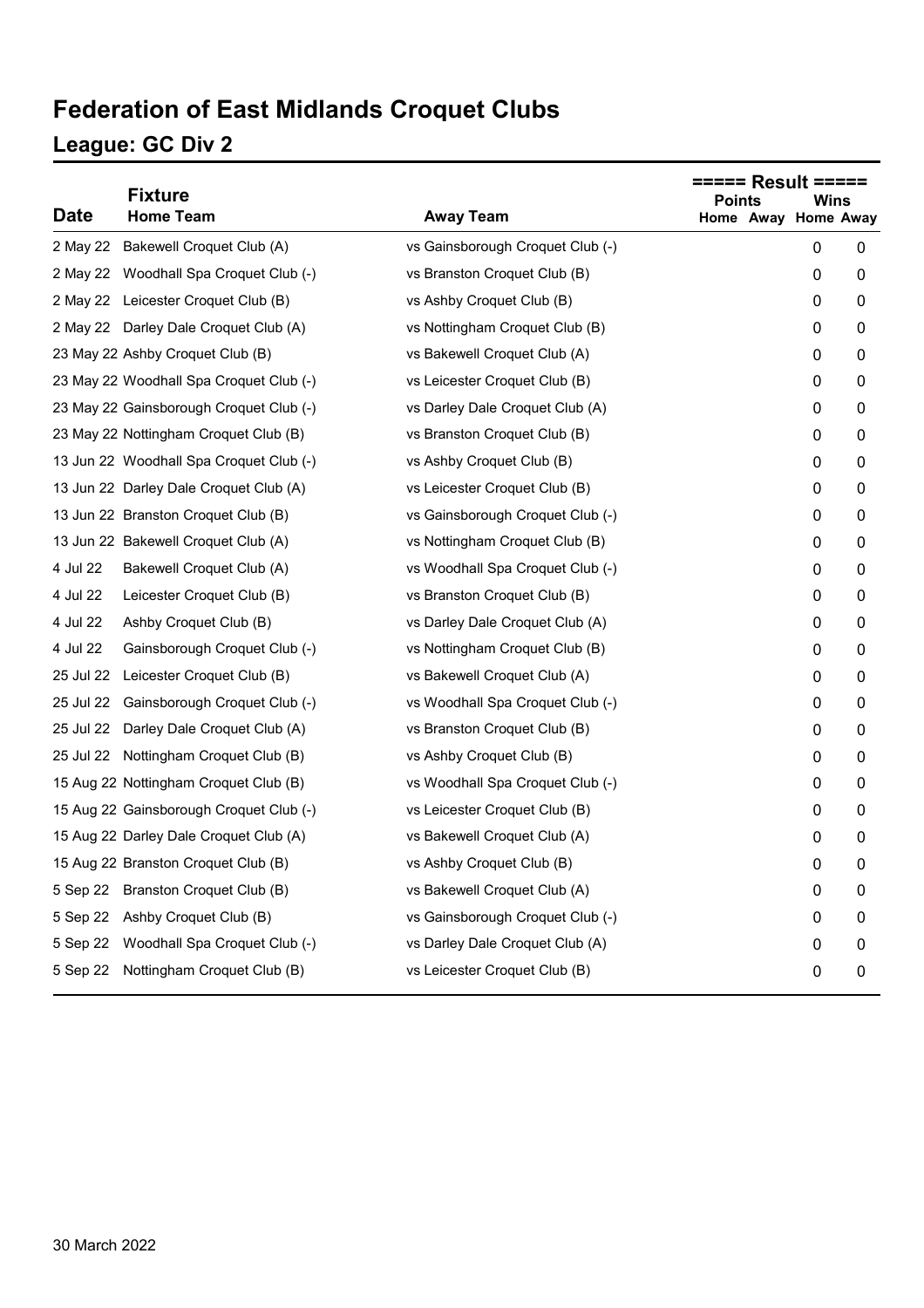# Federation of East Midlands Croquet Clubs

## League: GC Div 2

| Date | Fixture | | ===== Result ===== | | | |
|---|---|---|---|---|---|---|
| | | | Points | | Wins | |
| | Home Team | Away Team | Home | Away | Home | Away |
| 2 May 22 | Bakewell Croquet Club (A) | vs Gainsborough Croquet Club (-) | | | 0 | 0 |
| 2 May 22 | Woodhall Spa Croquet Club (-) | vs Branston Croquet Club (B) | | | 0 | 0 |
| 2 May 22 | Leicester Croquet Club (B) | vs Ashby Croquet Club (B) | | | 0 | 0 |
| 2 May 22 | Darley Dale Croquet Club (A) | vs Nottingham Croquet Club (B) | | | 0 | 0 |
| 23 May 22 | Ashby Croquet Club (B) | vs Bakewell Croquet Club (A) | | | 0 | 0 |
| 23 May 22 | Woodhall Spa Croquet Club (-) | vs Leicester Croquet Club (B) | | | 0 | 0 |
| 23 May 22 | Gainsborough Croquet Club (-) | vs Darley Dale Croquet Club (A) | | | 0 | 0 |
| 23 May 22 | Nottingham Croquet Club (B) | vs Branston Croquet Club (B) | | | 0 | 0 |
| 13 Jun 22 | Woodhall Spa Croquet Club (-) | vs Ashby Croquet Club (B) | | | 0 | 0 |
| 13 Jun 22 | Darley Dale Croquet Club (A) | vs Leicester Croquet Club (B) | | | 0 | 0 |
| 13 Jun 22 | Branston Croquet Club (B) | vs Gainsborough Croquet Club (-) | | | 0 | 0 |
| 13 Jun 22 | Bakewell Croquet Club (A) | vs Nottingham Croquet Club (B) | | | 0 | 0 |
| 4 Jul 22 | Bakewell Croquet Club (A) | vs Woodhall Spa Croquet Club (-) | | | 0 | 0 |
| 4 Jul 22 | Leicester Croquet Club (B) | vs Branston Croquet Club (B) | | | 0 | 0 |
| 4 Jul 22 | Ashby Croquet Club (B) | vs Darley Dale Croquet Club (A) | | | 0 | 0 |
| 4 Jul 22 | Gainsborough Croquet Club (-) | vs Nottingham Croquet Club (B) | | | 0 | 0 |
| 25 Jul 22 | Leicester Croquet Club (B) | vs Bakewell Croquet Club (A) | | | 0 | 0 |
| 25 Jul 22 | Gainsborough Croquet Club (-) | vs Woodhall Spa Croquet Club (-) | | | 0 | 0 |
| 25 Jul 22 | Darley Dale Croquet Club (A) | vs Branston Croquet Club (B) | | | 0 | 0 |
| 25 Jul 22 | Nottingham Croquet Club (B) | vs Ashby Croquet Club (B) | | | 0 | 0 |
| 15 Aug 22 | Nottingham Croquet Club (B) | vs Woodhall Spa Croquet Club (-) | | | 0 | 0 |
| 15 Aug 22 | Gainsborough Croquet Club (-) | vs Leicester Croquet Club (B) | | | 0 | 0 |
| 15 Aug 22 | Darley Dale Croquet Club (A) | vs Bakewell Croquet Club (A) | | | 0 | 0 |
| 15 Aug 22 | Branston Croquet Club (B) | vs Ashby Croquet Club (B) | | | 0 | 0 |
| 5 Sep 22 | Branston Croquet Club (B) | vs Bakewell Croquet Club (A) | | | 0 | 0 |
| 5 Sep 22 | Ashby Croquet Club (B) | vs Gainsborough Croquet Club (-) | | | 0 | 0 |
| 5 Sep 22 | Woodhall Spa Croquet Club (-) | vs Darley Dale Croquet Club (A) | | | 0 | 0 |
| 5 Sep 22 | Nottingham Croquet Club (B) | vs Leicester Croquet Club (B) | | | 0 | 0 |

30 March 2022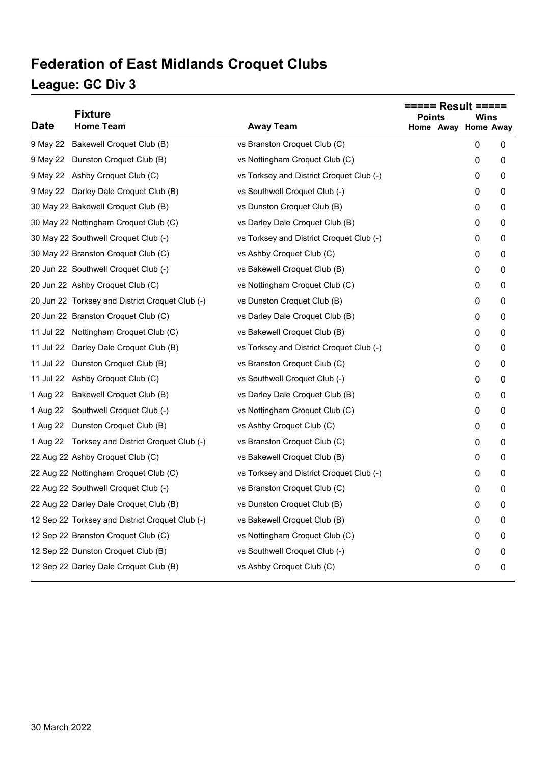# Federation of East Midlands Croquet Clubs

## League: GC Div 3

| Date | Fixture Home Team | Away Team | ===== Result ===== Points Home | Points Away | Wins Home | Wins Away |
|---|---|---|---|---|---|---|
| 9 May 22 | Bakewell Croquet Club (B) | vs Branston Croquet Club (C) | | | 0 | 0 |
| 9 May 22 | Dunston Croquet Club (B) | vs Nottingham Croquet Club (C) | | | 0 | 0 |
| 9 May 22 | Ashby Croquet Club (C) | vs Torksey and District Croquet Club (-) | | | 0 | 0 |
| 9 May 22 | Darley Dale Croquet Club (B) | vs Southwell Croquet Club (-) | | | 0 | 0 |
| 30 May 22 | Bakewell Croquet Club (B) | vs Dunston Croquet Club (B) | | | 0 | 0 |
| 30 May 22 | Nottingham Croquet Club (C) | vs Darley Dale Croquet Club (B) | | | 0 | 0 |
| 30 May 22 | Southwell Croquet Club (-) | vs Torksey and District Croquet Club (-) | | | 0 | 0 |
| 30 May 22 | Branston Croquet Club (C) | vs Ashby Croquet Club (C) | | | 0 | 0 |
| 20 Jun 22 | Southwell Croquet Club (-) | vs Bakewell Croquet Club (B) | | | 0 | 0 |
| 20 Jun 22 | Ashby Croquet Club (C) | vs Nottingham Croquet Club (C) | | | 0 | 0 |
| 20 Jun 22 | Torksey and District Croquet Club (-) | vs Dunston Croquet Club (B) | | | 0 | 0 |
| 20 Jun 22 | Branston Croquet Club (C) | vs Darley Dale Croquet Club (B) | | | 0 | 0 |
| 11 Jul 22 | Nottingham Croquet Club (C) | vs Bakewell Croquet Club (B) | | | 0 | 0 |
| 11 Jul 22 | Darley Dale Croquet Club (B) | vs Torksey and District Croquet Club (-) | | | 0 | 0 |
| 11 Jul 22 | Dunston Croquet Club (B) | vs Branston Croquet Club (C) | | | 0 | 0 |
| 11 Jul 22 | Ashby Croquet Club (C) | vs Southwell Croquet Club (-) | | | 0 | 0 |
| 1 Aug 22 | Bakewell Croquet Club (B) | vs Darley Dale Croquet Club (B) | | | 0 | 0 |
| 1 Aug 22 | Southwell Croquet Club (-) | vs Nottingham Croquet Club (C) | | | 0 | 0 |
| 1 Aug 22 | Dunston Croquet Club (B) | vs Ashby Croquet Club (C) | | | 0 | 0 |
| 1 Aug 22 | Torksey and District Croquet Club (-) | vs Branston Croquet Club (C) | | | 0 | 0 |
| 22 Aug 22 | Ashby Croquet Club (C) | vs Bakewell Croquet Club (B) | | | 0 | 0 |
| 22 Aug 22 | Nottingham Croquet Club (C) | vs Torksey and District Croquet Club (-) | | | 0 | 0 |
| 22 Aug 22 | Southwell Croquet Club (-) | vs Branston Croquet Club (C) | | | 0 | 0 |
| 22 Aug 22 | Darley Dale Croquet Club (B) | vs Dunston Croquet Club (B) | | | 0 | 0 |
| 12 Sep 22 | Torksey and District Croquet Club (-) | vs Bakewell Croquet Club (B) | | | 0 | 0 |
| 12 Sep 22 | Branston Croquet Club (C) | vs Nottingham Croquet Club (C) | | | 0 | 0 |
| 12 Sep 22 | Dunston Croquet Club (B) | vs Southwell Croquet Club (-) | | | 0 | 0 |
| 12 Sep 22 | Darley Dale Croquet Club (B) | vs Ashby Croquet Club (C) | | | 0 | 0 |

30 March 2022